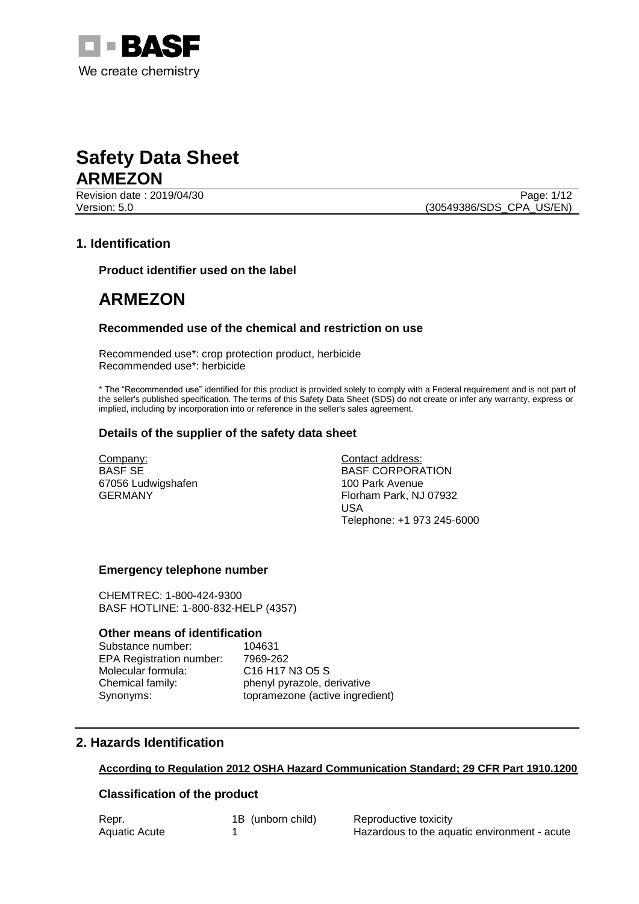# Safety Data Sheet

# ARMEZON

Revision date : 2019/04/30
Version: 5.0

(30549386/SDS_CPA_US/EN)

## 1. Identification

### Product identifier used on the label

# ARMEZON

### Recommended use of the chemical and restriction on use

Recommended use*: crop protection product, herbicide
Recommended use*: herbicide

* The "Recommended use" identified for this product is provided solely to comply with a Federal requirement and is not part of the seller's published specification. The terms of this Safety Data Sheet (SDS) do not create or infer any warranty, express or implied, including by incorporation into or reference in the seller's sales agreement.

### Details of the supplier of the safety data sheet

Company:
BASF SE
67056 Ludwigshafen
GERMANY

Contact address:
BASF CORPORATION
100 Park Avenue
Florham Park, NJ 07932
USA
Telephone: +1 973 245-6000

### Emergency telephone number

CHEMTREC: 1-800-424-9300
BASF HOTLINE: 1-800-832-HELP (4357)

### Other means of identification

| | |
|---|---|
| Substance number: | 104631 |
| EPA Registration number: | 7969-262 |
| Molecular formula: | C16 H17 N3 O5 S |
| Chemical family: | phenyl pyrazole, derivative |
| Synonyms: | topramezone (active ingredient) |

## 2. Hazards Identification

**According to Regulation 2012 OSHA Hazard Communication Standard; 29 CFR Part 1910.1200**

### Classification of the product

| | | |
|---|---|---|
| Repr. | 1B (unborn child) | Reproductive toxicity |
| Aquatic Acute | 1 | Hazardous to the aquatic environment - acute |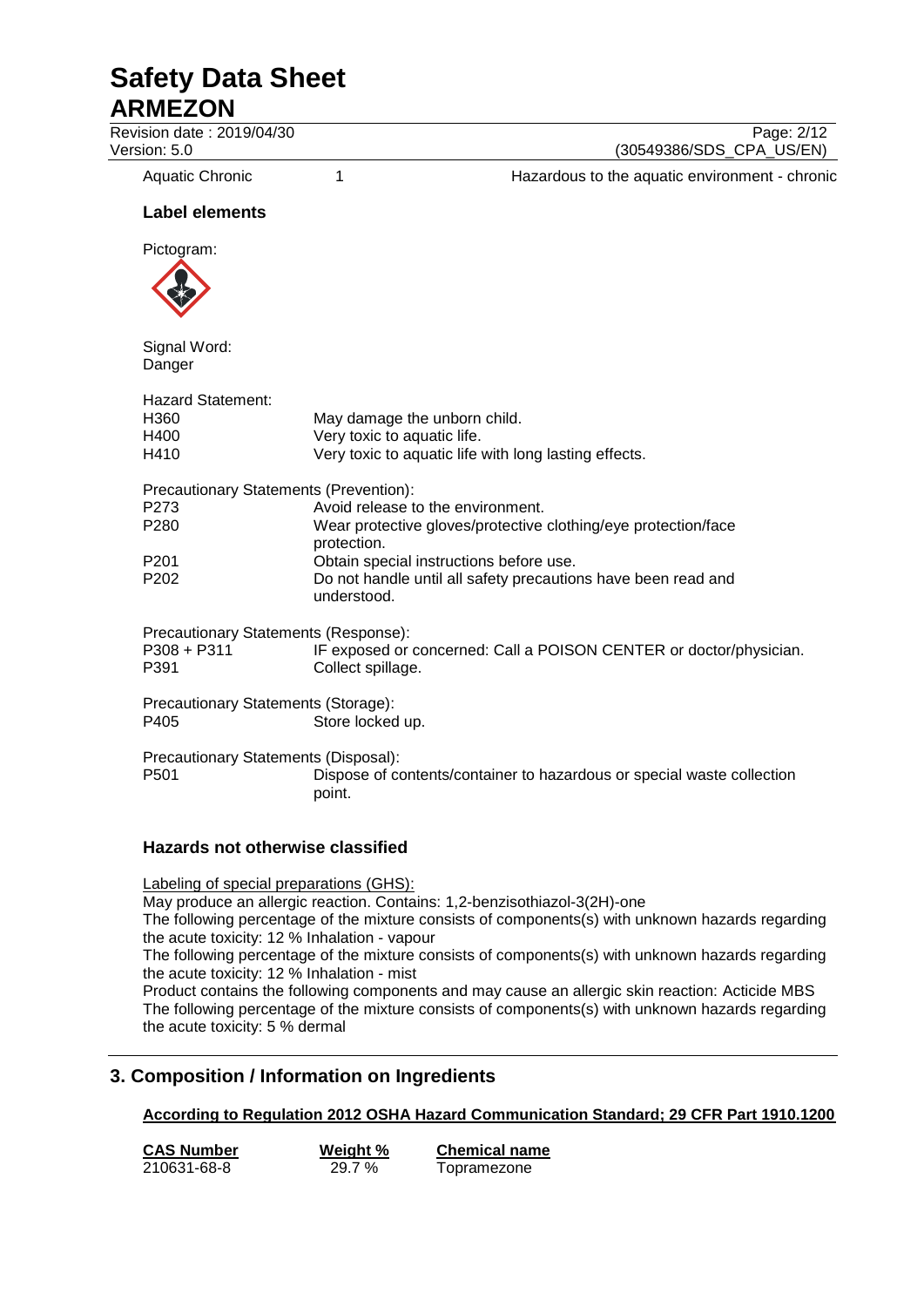| | | |
|---|---|---|
| Aquatic Chronic | 1 | Hazardous to the aquatic environment - chronic |

### Label elements

Pictogram:

Signal Word:
Danger

Hazard Statement:

| | |
|---|---|
| H360 | May damage the unborn child. |
| H400 | Very toxic to aquatic life. |
| H410 | Very toxic to aquatic life with long lasting effects. |

Precautionary Statements (Prevention):

| | |
|---|---|
| P273 | Avoid release to the environment. |
| P280 | Wear protective gloves/protective clothing/eye protection/face protection. |
| P201 | Obtain special instructions before use. |
| P202 | Do not handle until all safety precautions have been read and understood. |

Precautionary Statements (Response):

| | |
|---|---|
| P308 + P311 | IF exposed or concerned: Call a POISON CENTER or doctor/physician. |
| P391 | Collect spillage. |

Precautionary Statements (Storage):

| | |
|---|---|
| P405 | Store locked up. |

Precautionary Statements (Disposal):

| | |
|---|---|
| P501 | Dispose of contents/container to hazardous or special waste collection point. |

### Hazards not otherwise classified

Labeling of special preparations (GHS):
May produce an allergic reaction. Contains: 1,2-benzisothiazol-3(2H)-one
The following percentage of the mixture consists of components(s) with unknown hazards regarding the acute toxicity: 12 % Inhalation - vapour
The following percentage of the mixture consists of components(s) with unknown hazards regarding the acute toxicity: 12 % Inhalation - mist
Product contains the following components and may cause an allergic skin reaction: Acticide MBS
The following percentage of the mixture consists of components(s) with unknown hazards regarding the acute toxicity: 5 % dermal

## 3. Composition / Information on Ingredients

**According to Regulation 2012 OSHA Hazard Communication Standard; 29 CFR Part 1910.1200**

| CAS Number | Weight % | Chemical name |
|---|---|---|
| 210631-68-8 | 29.7 % | Topramezone |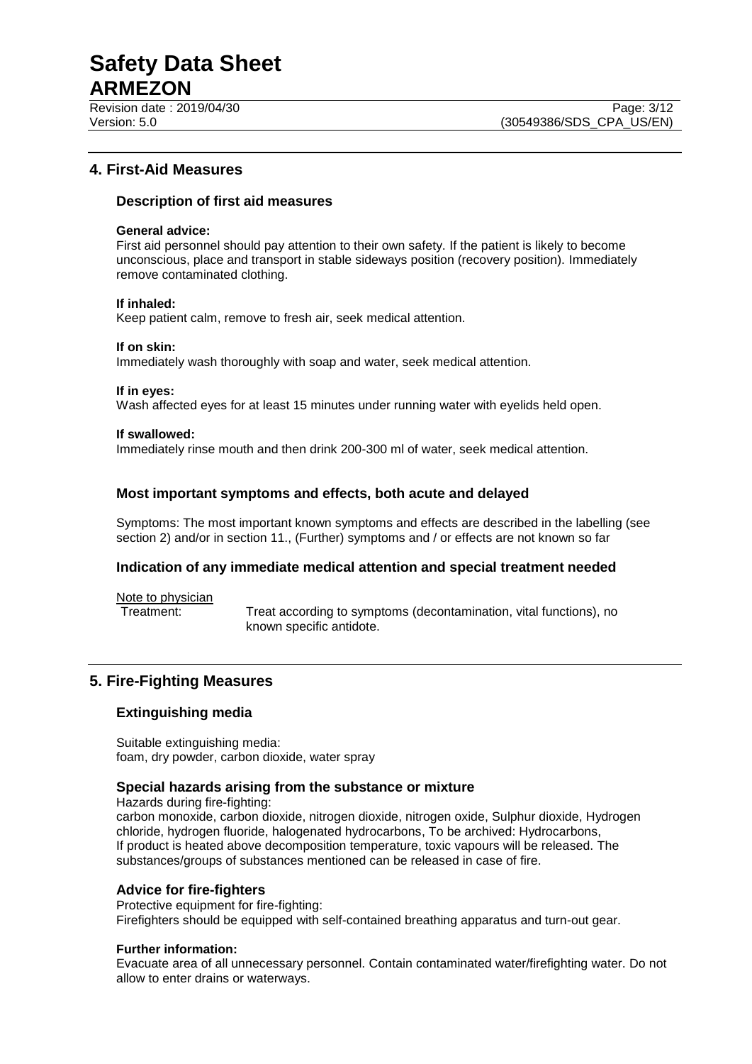## 4. First-Aid Measures

### Description of first aid measures

**General advice:**
First aid personnel should pay attention to their own safety. If the patient is likely to become unconscious, place and transport in stable sideways position (recovery position). Immediately remove contaminated clothing.

**If inhaled:**
Keep patient calm, remove to fresh air, seek medical attention.

**If on skin:**
Immediately wash thoroughly with soap and water, seek medical attention.

**If in eyes:**
Wash affected eyes for at least 15 minutes under running water with eyelids held open.

**If swallowed:**
Immediately rinse mouth and then drink 200-300 ml of water, seek medical attention.

### Most important symptoms and effects, both acute and delayed

Symptoms: The most important known symptoms and effects are described in the labelling (see section 2) and/or in section 11., (Further) symptoms and / or effects are not known so far

### Indication of any immediate medical attention and special treatment needed

Note to physician

Treatment: Treat according to symptoms (decontamination, vital functions), no known specific antidote.

## 5. Fire-Fighting Measures

### Extinguishing media

Suitable extinguishing media:
foam, dry powder, carbon dioxide, water spray

### Special hazards arising from the substance or mixture

Hazards during fire-fighting:
carbon monoxide, carbon dioxide, nitrogen dioxide, nitrogen oxide, Sulphur dioxide, Hydrogen chloride, hydrogen fluoride, halogenated hydrocarbons, To be archived: Hydrocarbons,
If product is heated above decomposition temperature, toxic vapours will be released. The substances/groups of substances mentioned can be released in case of fire.

### Advice for fire-fighters

Protective equipment for fire-fighting:
Firefighters should be equipped with self-contained breathing apparatus and turn-out gear.

**Further information:**
Evacuate area of all unnecessary personnel. Contain contaminated water/firefighting water. Do not allow to enter drains or waterways.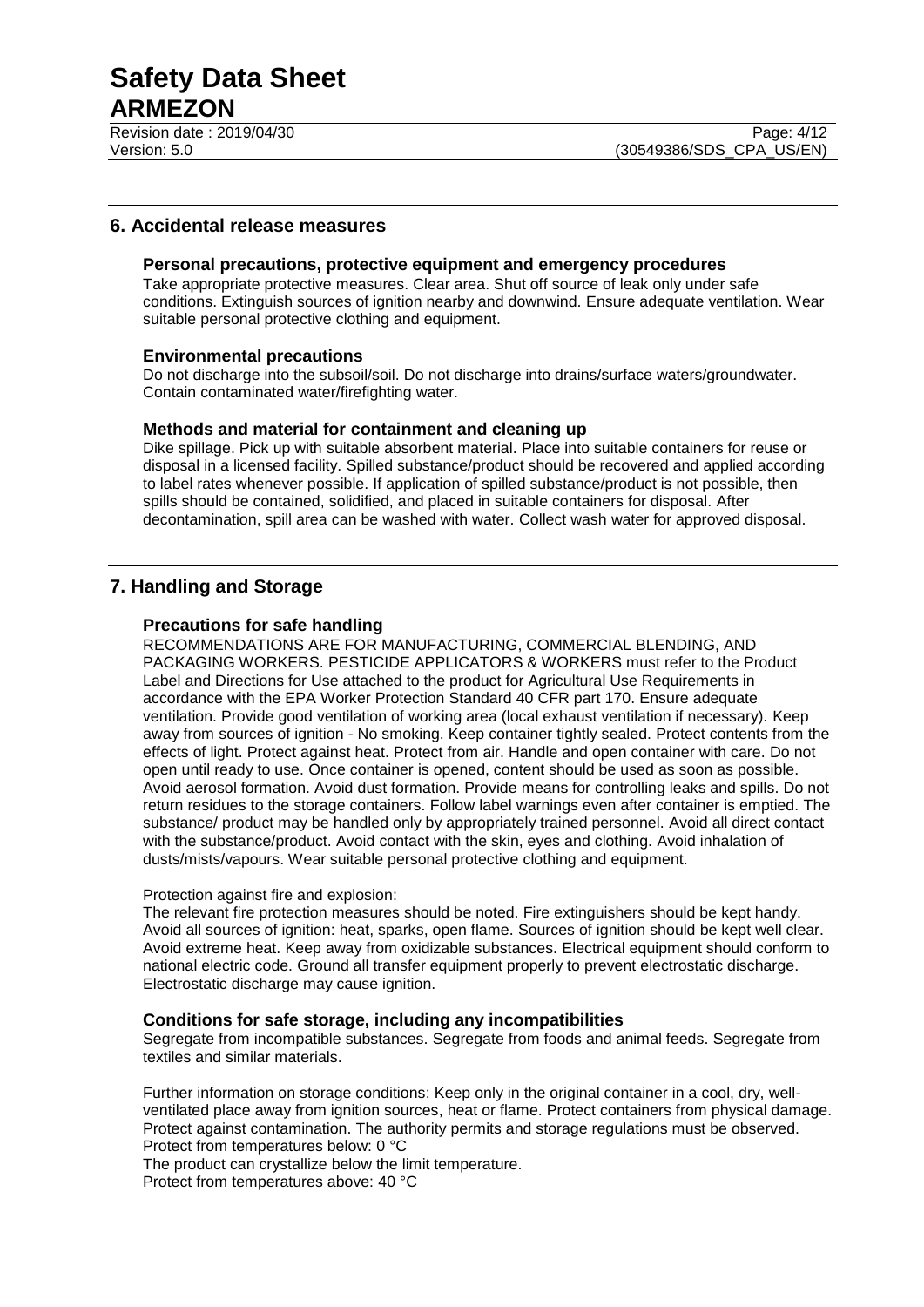## 6. Accidental release measures

### Personal precautions, protective equipment and emergency procedures

Take appropriate protective measures. Clear area. Shut off source of leak only under safe conditions. Extinguish sources of ignition nearby and downwind. Ensure adequate ventilation. Wear suitable personal protective clothing and equipment.

### Environmental precautions

Do not discharge into the subsoil/soil. Do not discharge into drains/surface waters/groundwater. Contain contaminated water/firefighting water.

### Methods and material for containment and cleaning up

Dike spillage. Pick up with suitable absorbent material. Place into suitable containers for reuse or disposal in a licensed facility. Spilled substance/product should be recovered and applied according to label rates whenever possible. If application of spilled substance/product is not possible, then spills should be contained, solidified, and placed in suitable containers for disposal. After decontamination, spill area can be washed with water. Collect wash water for approved disposal.

## 7. Handling and Storage

### Precautions for safe handling

RECOMMENDATIONS ARE FOR MANUFACTURING, COMMERCIAL BLENDING, AND PACKAGING WORKERS. PESTICIDE APPLICATORS & WORKERS must refer to the Product Label and Directions for Use attached to the product for Agricultural Use Requirements in accordance with the EPA Worker Protection Standard 40 CFR part 170. Ensure adequate ventilation. Provide good ventilation of working area (local exhaust ventilation if necessary). Keep away from sources of ignition - No smoking. Keep container tightly sealed. Protect contents from the effects of light. Protect against heat. Protect from air. Handle and open container with care. Do not open until ready to use. Once container is opened, content should be used as soon as possible. Avoid aerosol formation. Avoid dust formation. Provide means for controlling leaks and spills. Do not return residues to the storage containers. Follow label warnings even after container is emptied. The substance/ product may be handled only by appropriately trained personnel. Avoid all direct contact with the substance/product. Avoid contact with the skin, eyes and clothing. Avoid inhalation of dusts/mists/vapours. Wear suitable personal protective clothing and equipment.

Protection against fire and explosion:

The relevant fire protection measures should be noted. Fire extinguishers should be kept handy. Avoid all sources of ignition: heat, sparks, open flame. Sources of ignition should be kept well clear. Avoid extreme heat. Keep away from oxidizable substances. Electrical equipment should conform to national electric code. Ground all transfer equipment properly to prevent electrostatic discharge. Electrostatic discharge may cause ignition.

### Conditions for safe storage, including any incompatibilities

Segregate from incompatible substances. Segregate from foods and animal feeds. Segregate from textiles and similar materials.

Further information on storage conditions: Keep only in the original container in a cool, dry, well-ventilated place away from ignition sources, heat or flame. Protect containers from physical damage. Protect against contamination. The authority permits and storage regulations must be observed.
Protect from temperatures below: 0 °C
The product can crystallize below the limit temperature.
Protect from temperatures above: 40 °C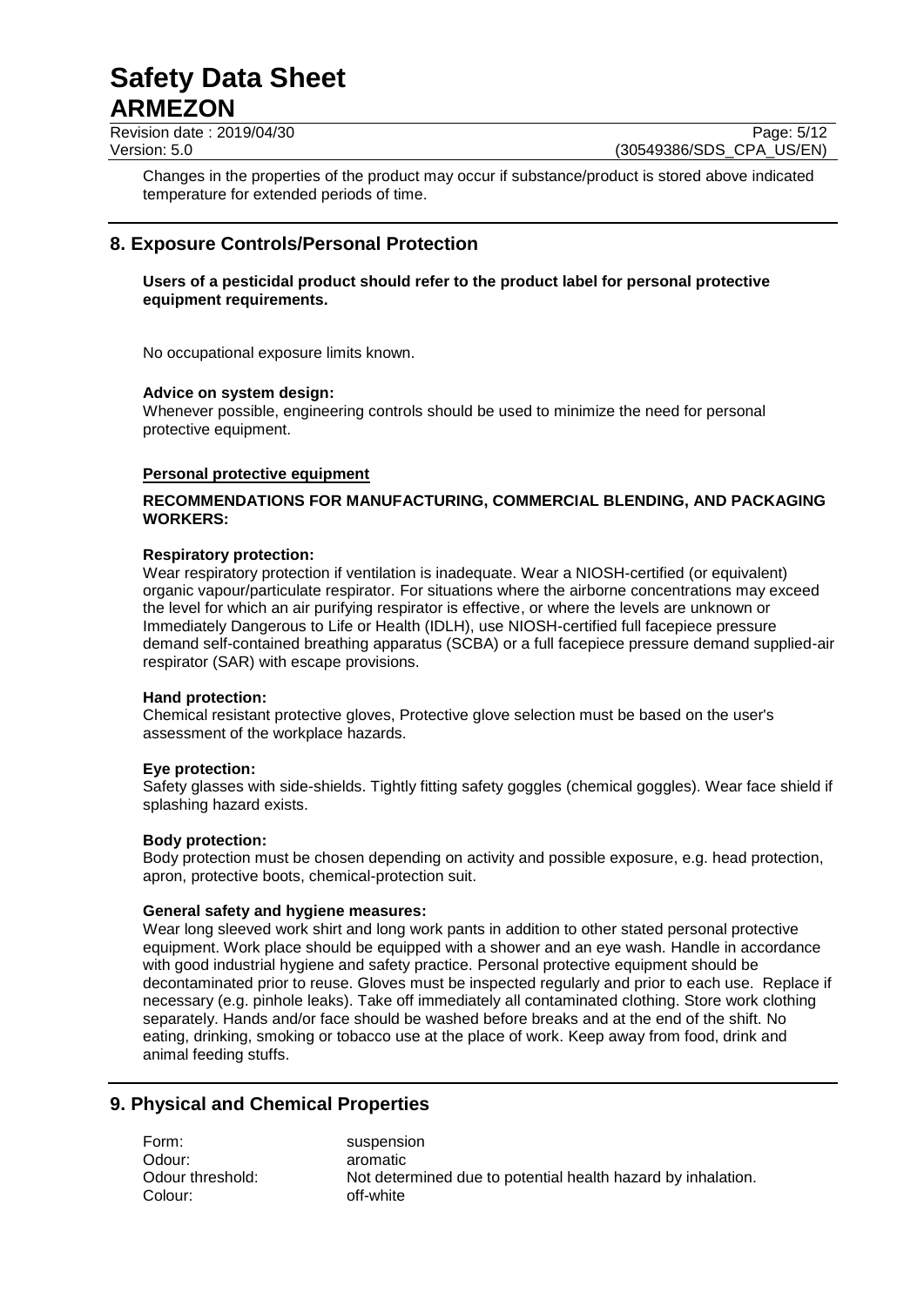Changes in the properties of the product may occur if substance/product is stored above indicated temperature for extended periods of time.

## 8. Exposure Controls/Personal Protection

**Users of a pesticidal product should refer to the product label for personal protective equipment requirements.**

No occupational exposure limits known.

**Advice on system design:**
Whenever possible, engineering controls should be used to minimize the need for personal protective equipment.

**Personal protective equipment**

**RECOMMENDATIONS FOR MANUFACTURING, COMMERCIAL BLENDING, AND PACKAGING WORKERS:**

**Respiratory protection:**
Wear respiratory protection if ventilation is inadequate. Wear a NIOSH-certified (or equivalent) organic vapour/particulate respirator. For situations where the airborne concentrations may exceed the level for which an air purifying respirator is effective, or where the levels are unknown or Immediately Dangerous to Life or Health (IDLH), use NIOSH-certified full facepiece pressure demand self-contained breathing apparatus (SCBA) or a full facepiece pressure demand supplied-air respirator (SAR) with escape provisions.

**Hand protection:**
Chemical resistant protective gloves, Protective glove selection must be based on the user's assessment of the workplace hazards.

**Eye protection:**
Safety glasses with side-shields. Tightly fitting safety goggles (chemical goggles). Wear face shield if splashing hazard exists.

**Body protection:**
Body protection must be chosen depending on activity and possible exposure, e.g. head protection, apron, protective boots, chemical-protection suit.

**General safety and hygiene measures:**
Wear long sleeved work shirt and long work pants in addition to other stated personal protective equipment. Work place should be equipped with a shower and an eye wash. Handle in accordance with good industrial hygiene and safety practice. Personal protective equipment should be decontaminated prior to reuse. Gloves must be inspected regularly and prior to each use. Replace if necessary (e.g. pinhole leaks). Take off immediately all contaminated clothing. Store work clothing separately. Hands and/or face should be washed before breaks and at the end of the shift. No eating, drinking, smoking or tobacco use at the place of work. Keep away from food, drink and animal feeding stuffs.

## 9. Physical and Chemical Properties

| | |
|---|---|
| Form: | suspension |
| Odour: | aromatic |
| Odour threshold: | Not determined due to potential health hazard by inhalation. |
| Colour: | off-white |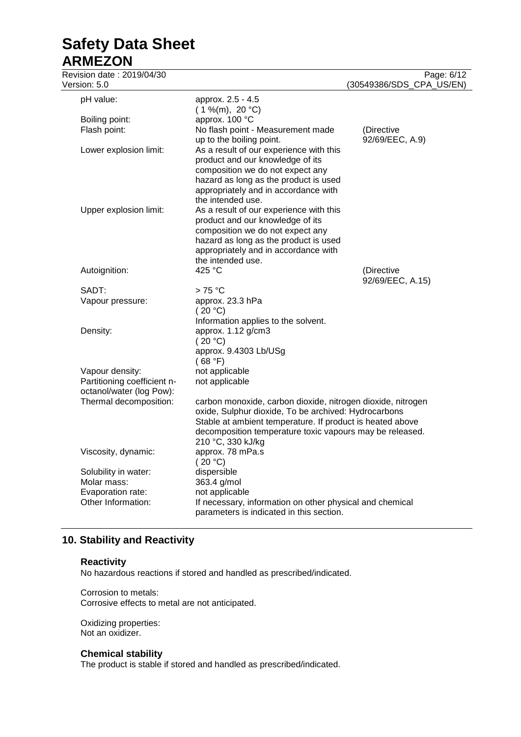| | | |
|---|---|---|
| pH value: | approx. 2.5 - 4.5<br>( 1 %(m), 20 °C) | |
| Boiling point: | approx. 100 °C | |
| Flash point: | No flash point - Measurement made up to the boiling point. | (Directive 92/69/EEC, A.9) |
| Lower explosion limit: | As a result of our experience with this product and our knowledge of its composition we do not expect any hazard as long as the product is used appropriately and in accordance with the intended use. | |
| Upper explosion limit: | As a result of our experience with this product and our knowledge of its composition we do not expect any hazard as long as the product is used appropriately and in accordance with the intended use. | |
| Autoignition: | 425 °C | (Directive 92/69/EEC, A.15) |
| SADT: | > 75 °C | |
| Vapour pressure: | approx. 23.3 hPa<br>( 20 °C)<br>Information applies to the solvent. | |
| Density: | approx. 1.12 g/cm3<br>( 20 °C)<br>approx. 9.4303 Lb/USg<br>( 68 °F) | |
| Vapour density: | not applicable | |
| Partitioning coefficient n-octanol/water (log Pow): | not applicable | |
| Thermal decomposition: | carbon monoxide, carbon dioxide, nitrogen dioxide, nitrogen oxide, Sulphur dioxide, To be archived: Hydrocarbons<br>Stable at ambient temperature. If product is heated above decomposition temperature toxic vapours may be released.<br>210 °C, 330 kJ/kg | |
| Viscosity, dynamic: | approx. 78 mPa.s<br>( 20 °C) | |
| Solubility in water: | dispersible | |
| Molar mass: | 363.4 g/mol | |
| Evaporation rate: | not applicable | |
| Other Information: | If necessary, information on other physical and chemical parameters is indicated in this section. | |

## 10. Stability and Reactivity

### Reactivity

No hazardous reactions if stored and handled as prescribed/indicated.

Corrosion to metals:
Corrosive effects to metal are not anticipated.

Oxidizing properties:
Not an oxidizer.

### Chemical stability

The product is stable if stored and handled as prescribed/indicated.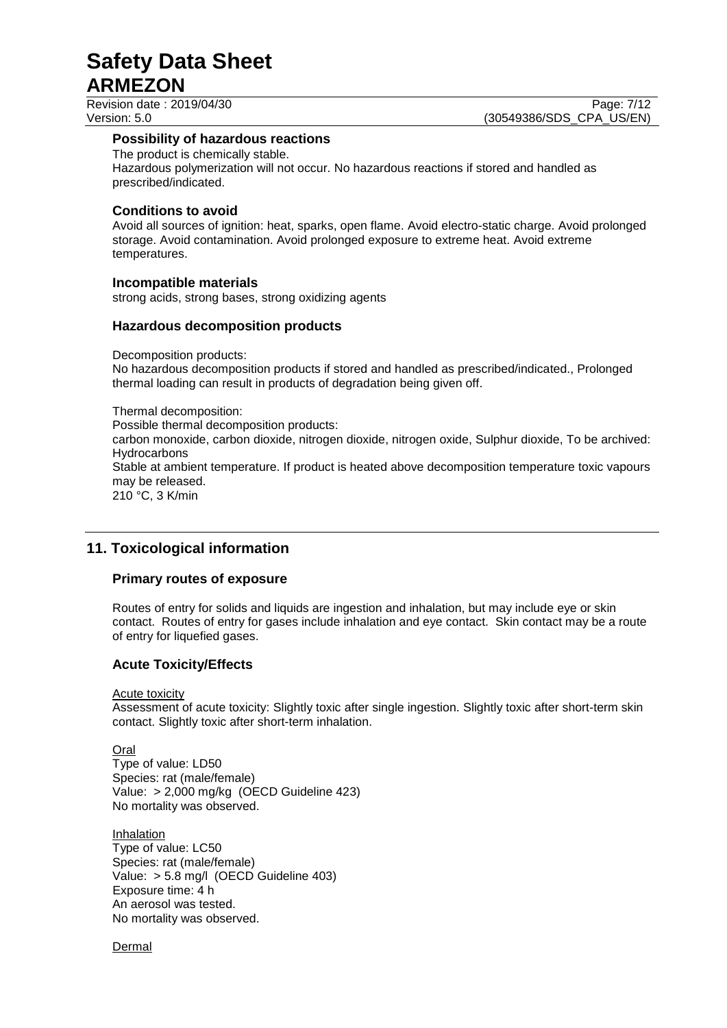### Possibility of hazardous reactions

The product is chemically stable.
Hazardous polymerization will not occur. No hazardous reactions if stored and handled as prescribed/indicated.

### Conditions to avoid

Avoid all sources of ignition: heat, sparks, open flame. Avoid electro-static charge. Avoid prolonged storage. Avoid contamination. Avoid prolonged exposure to extreme heat. Avoid extreme temperatures.

### Incompatible materials

strong acids, strong bases, strong oxidizing agents

### Hazardous decomposition products

Decomposition products:
No hazardous decomposition products if stored and handled as prescribed/indicated., Prolonged thermal loading can result in products of degradation being given off.

Thermal decomposition:
Possible thermal decomposition products:
carbon monoxide, carbon dioxide, nitrogen dioxide, nitrogen oxide, Sulphur dioxide, To be archived: Hydrocarbons
Stable at ambient temperature. If product is heated above decomposition temperature toxic vapours may be released.
210 °C, 3 K/min

## 11. Toxicological information

### Primary routes of exposure

Routes of entry for solids and liquids are ingestion and inhalation, but may include eye or skin contact. Routes of entry for gases include inhalation and eye contact. Skin contact may be a route of entry for liquefied gases.

### Acute Toxicity/Effects

Acute toxicity
Assessment of acute toxicity: Slightly toxic after single ingestion. Slightly toxic after short-term skin contact. Slightly toxic after short-term inhalation.

Oral
Type of value: LD50
Species: rat (male/female)
Value: > 2,000 mg/kg (OECD Guideline 423)
No mortality was observed.

Inhalation
Type of value: LC50
Species: rat (male/female)
Value: > 5.8 mg/l (OECD Guideline 403)
Exposure time: 4 h
An aerosol was tested.
No mortality was observed.

Dermal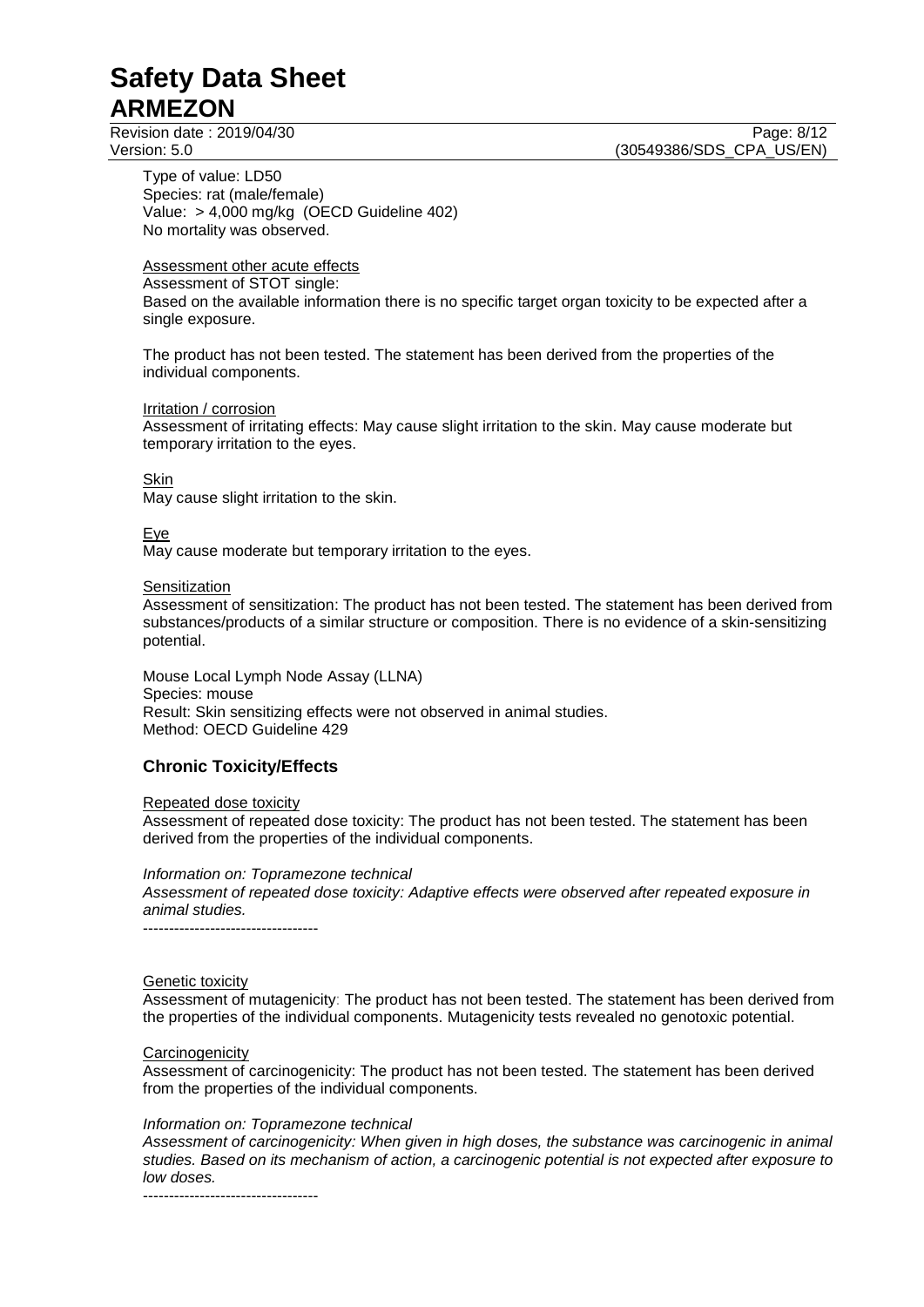Type of value: LD50
Species: rat (male/female)
Value: > 4,000 mg/kg (OECD Guideline 402)
No mortality was observed.

Assessment other acute effects

Assessment of STOT single:
Based on the available information there is no specific target organ toxicity to be expected after a single exposure.

The product has not been tested. The statement has been derived from the properties of the individual components.

Irritation / corrosion

Assessment of irritating effects: May cause slight irritation to the skin. May cause moderate but temporary irritation to the eyes.

Skin

May cause slight irritation to the skin.

Eye

May cause moderate but temporary irritation to the eyes.

Sensitization

Assessment of sensitization: The product has not been tested. The statement has been derived from substances/products of a similar structure or composition. There is no evidence of a skin-sensitizing potential.

Mouse Local Lymph Node Assay (LLNA)
Species: mouse
Result: Skin sensitizing effects were not observed in animal studies.
Method: OECD Guideline 429

## Chronic Toxicity/Effects

Repeated dose toxicity

Assessment of repeated dose toxicity: The product has not been tested. The statement has been derived from the properties of the individual components.

*Information on: Topramezone technical*
*Assessment of repeated dose toxicity: Adaptive effects were observed after repeated exposure in animal studies.*

----------------------------------

Genetic toxicity

Assessment of mutagenicity: The product has not been tested. The statement has been derived from the properties of the individual components. Mutagenicity tests revealed no genotoxic potential.

Carcinogenicity

Assessment of carcinogenicity: The product has not been tested. The statement has been derived from the properties of the individual components.

*Information on: Topramezone technical*
*Assessment of carcinogenicity: When given in high doses, the substance was carcinogenic in animal studies. Based on its mechanism of action, a carcinogenic potential is not expected after exposure to low doses.*

----------------------------------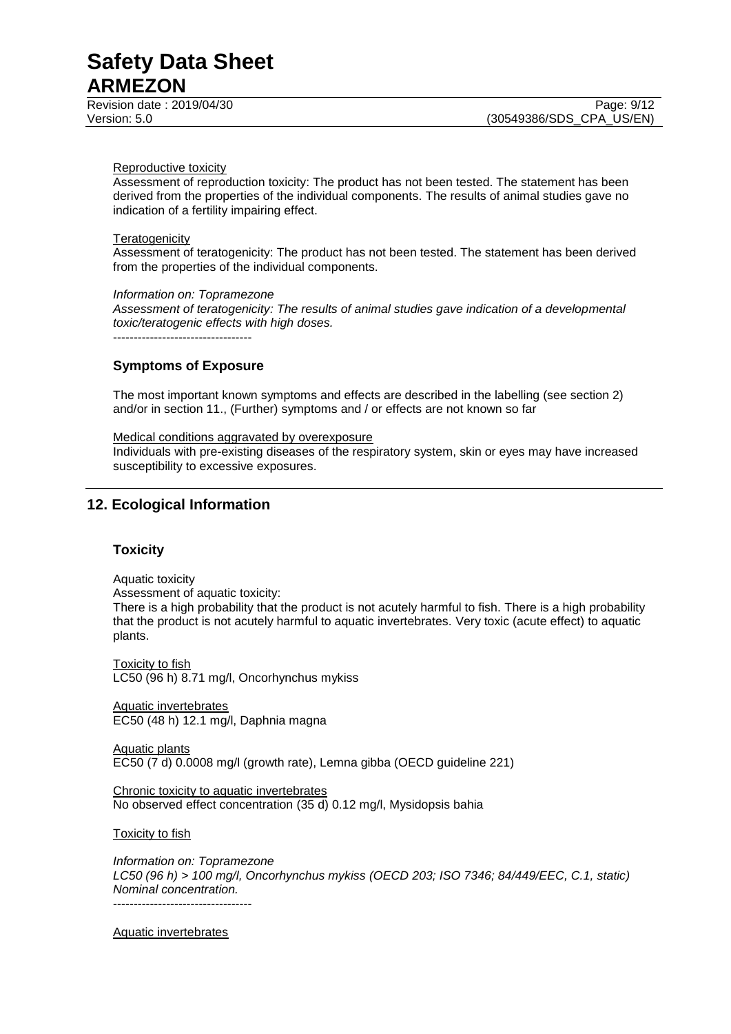Reproductive toxicity

Assessment of reproduction toxicity: The product has not been tested. The statement has been derived from the properties of the individual components. The results of animal studies gave no indication of a fertility impairing effect.

Teratogenicity

Assessment of teratogenicity: The product has not been tested. The statement has been derived from the properties of the individual components.

*Information on: Topramezone*
*Assessment of teratogenicity: The results of animal studies gave indication of a developmental toxic/teratogenic effects with high doses.*
----------------------------------

### Symptoms of Exposure

The most important known symptoms and effects are described in the labelling (see section 2) and/or in section 11., (Further) symptoms and / or effects are not known so far

Medical conditions aggravated by overexposure
Individuals with pre-existing diseases of the respiratory system, skin or eyes may have increased susceptibility to excessive exposures.

## 12. Ecological Information

### Toxicity

Aquatic toxicity
Assessment of aquatic toxicity:
There is a high probability that the product is not acutely harmful to fish. There is a high probability that the product is not acutely harmful to aquatic invertebrates. Very toxic (acute effect) to aquatic plants.

Toxicity to fish
LC50 (96 h) 8.71 mg/l, Oncorhynchus mykiss

Aquatic invertebrates
EC50 (48 h) 12.1 mg/l, Daphnia magna

Aquatic plants
EC50 (7 d) 0.0008 mg/l (growth rate), Lemna gibba (OECD guideline 221)

Chronic toxicity to aquatic invertebrates
No observed effect concentration (35 d) 0.12 mg/l, Mysidopsis bahia

Toxicity to fish

*Information on: Topramezone*
*LC50 (96 h) > 100 mg/l, Oncorhynchus mykiss (OECD 203; ISO 7346; 84/449/EEC, C.1, static) Nominal concentration.*
----------------------------------

Aquatic invertebrates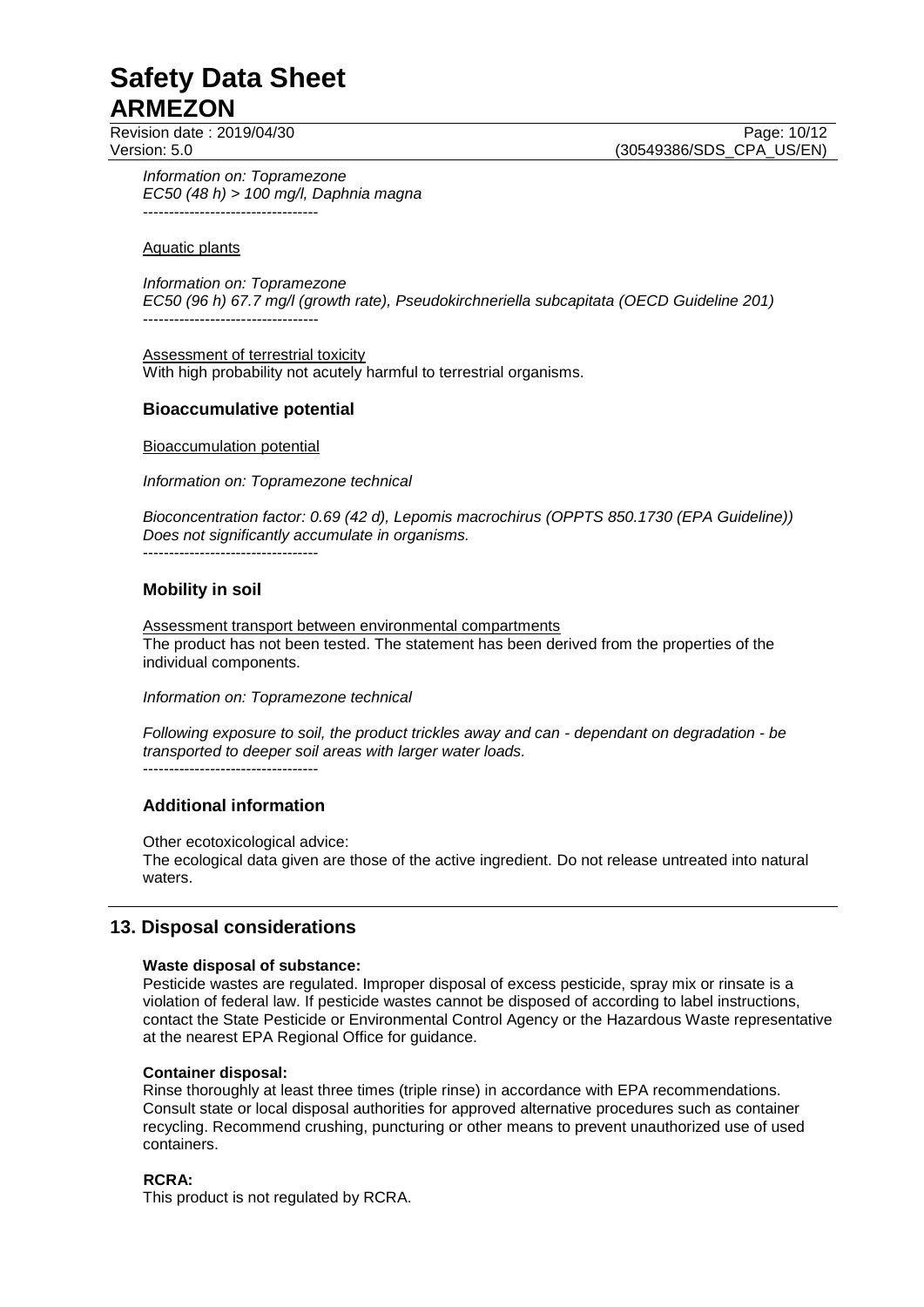*Information on: Topramezone*
*EC50 (48 h) > 100 mg/l, Daphnia magna*
----------------------------------

Aquatic plants

*Information on: Topramezone*
*EC50 (96 h) 67.7 mg/l (growth rate), Pseudokirchneriella subcapitata (OECD Guideline 201)*
----------------------------------

Assessment of terrestrial toxicity
With high probability not acutely harmful to terrestrial organisms.

### Bioaccumulative potential

Bioaccumulation potential

*Information on: Topramezone technical*

*Bioconcentration factor: 0.69 (42 d), Lepomis macrochirus (OPPTS 850.1730 (EPA Guideline))*
*Does not significantly accumulate in organisms.*
----------------------------------

### Mobility in soil

Assessment transport between environmental compartments
The product has not been tested. The statement has been derived from the properties of the individual components.

*Information on: Topramezone technical*

*Following exposure to soil, the product trickles away and can - dependant on degradation - be transported to deeper soil areas with larger water loads.*
----------------------------------

### Additional information

Other ecotoxicological advice:
The ecological data given are those of the active ingredient. Do not release untreated into natural waters.

## 13. Disposal considerations

**Waste disposal of substance:**
Pesticide wastes are regulated. Improper disposal of excess pesticide, spray mix or rinsate is a violation of federal law. If pesticide wastes cannot be disposed of according to label instructions, contact the State Pesticide or Environmental Control Agency or the Hazardous Waste representative at the nearest EPA Regional Office for guidance.

**Container disposal:**
Rinse thoroughly at least three times (triple rinse) in accordance with EPA recommendations. Consult state or local disposal authorities for approved alternative procedures such as container recycling. Recommend crushing, puncturing or other means to prevent unauthorized use of used containers.

**RCRA:**
This product is not regulated by RCRA.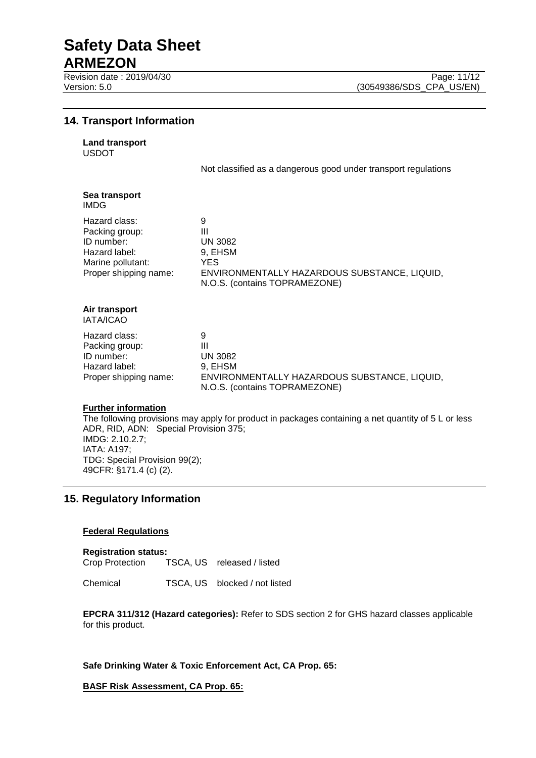## 14. Transport Information

**Land transport**
USDOT

Not classified as a dangerous good under transport regulations

**Sea transport**
IMDG

| | |
|---|---|
| Hazard class: | 9 |
| Packing group: | III |
| ID number: | UN 3082 |
| Hazard label: | 9, EHSM |
| Marine pollutant: | YES |
| Proper shipping name: | ENVIRONMENTALLY HAZARDOUS SUBSTANCE, LIQUID, N.O.S. (contains TOPRAMEZONE) |

**Air transport**
IATA/ICAO

| | |
|---|---|
| Hazard class: | 9 |
| Packing group: | III |
| ID number: | UN 3082 |
| Hazard label: | 9, EHSM |
| Proper shipping name: | ENVIRONMENTALLY HAZARDOUS SUBSTANCE, LIQUID, N.O.S. (contains TOPRAMEZONE) |

**Further information**

The following provisions may apply for product in packages containing a net quantity of 5 L or less
ADR, RID, ADN: Special Provision 375;
IMDG: 2.10.2.7;
IATA: A197;
TDG: Special Provision 99(2);
49CFR: §171.4 (c) (2).

## 15. Regulatory Information

**Federal Regulations**

**Registration status:**

| | | |
|---|---|---|
| Crop Protection | TSCA, US | released / listed |
| Chemical | TSCA, US | blocked / not listed |

**EPCRA 311/312 (Hazard categories):** Refer to SDS section 2 for GHS hazard classes applicable for this product.

**Safe Drinking Water & Toxic Enforcement Act, CA Prop. 65:**

**BASF Risk Assessment, CA Prop. 65:**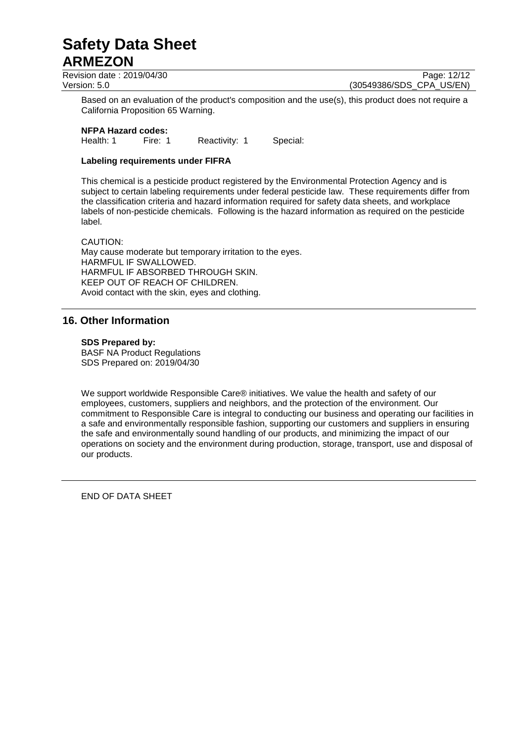Based on an evaluation of the product's composition and the use(s), this product does not require a California Proposition 65 Warning.

**NFPA Hazard codes:**

Health: 1 Fire: 1 Reactivity: 1 Special:

**Labeling requirements under FIFRA**

This chemical is a pesticide product registered by the Environmental Protection Agency and is subject to certain labeling requirements under federal pesticide law. These requirements differ from the classification criteria and hazard information required for safety data sheets, and workplace labels of non-pesticide chemicals. Following is the hazard information as required on the pesticide label.

CAUTION:
May cause moderate but temporary irritation to the eyes.
HARMFUL IF SWALLOWED.
HARMFUL IF ABSORBED THROUGH SKIN.
KEEP OUT OF REACH OF CHILDREN.
Avoid contact with the skin, eyes and clothing.

## 16. Other Information

**SDS Prepared by:**
BASF NA Product Regulations
SDS Prepared on: 2019/04/30

We support worldwide Responsible Care® initiatives. We value the health and safety of our employees, customers, suppliers and neighbors, and the protection of the environment. Our commitment to Responsible Care is integral to conducting our business and operating our facilities in a safe and environmentally responsible fashion, supporting our customers and suppliers in ensuring the safe and environmentally sound handling of our products, and minimizing the impact of our operations on society and the environment during production, storage, transport, use and disposal of our products.

END OF DATA SHEET